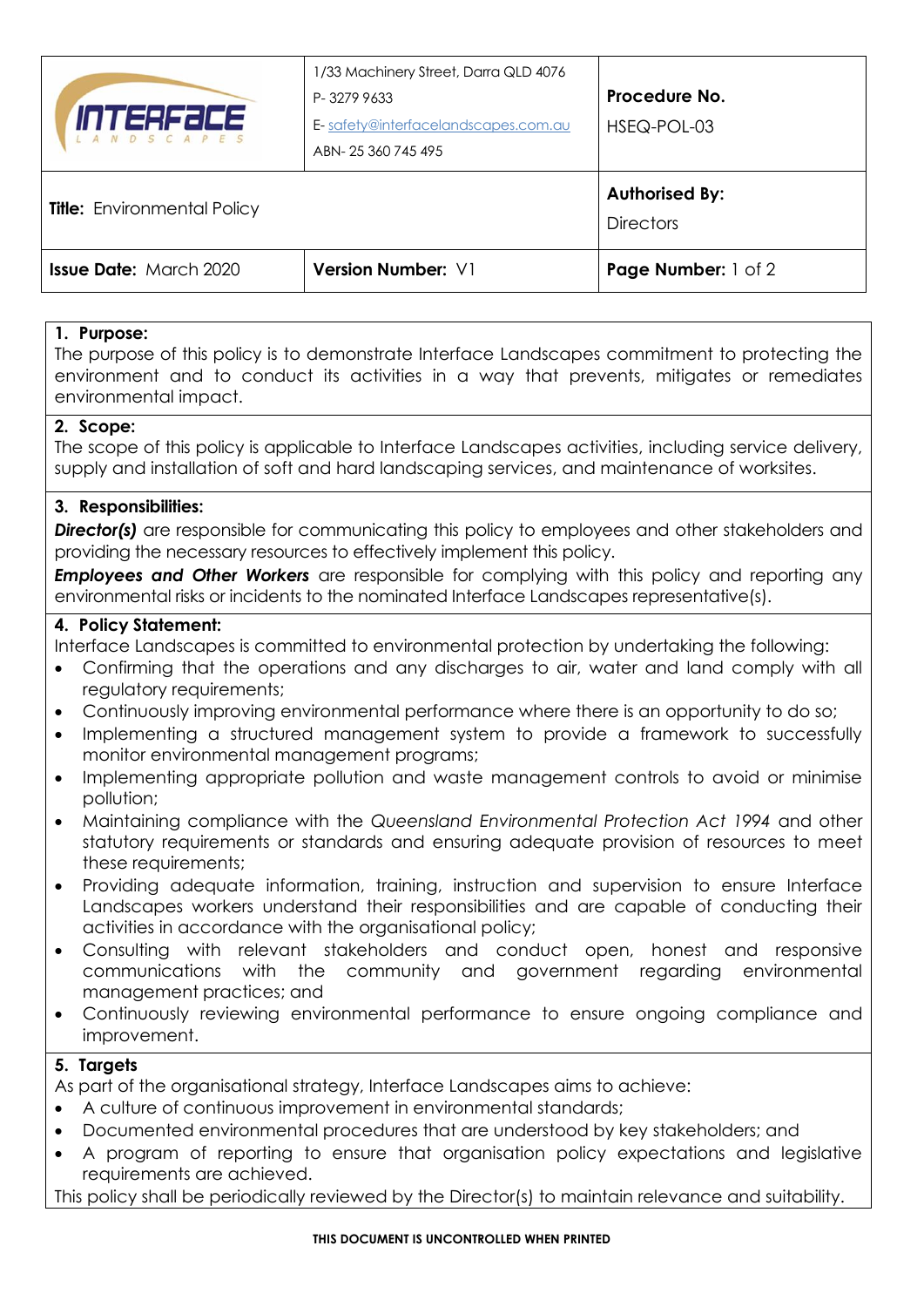| INTERFACE LANDSCAPES | 1/33 Machinery Street, Darra QLD 4076<br>P- 3279 9633<br>E- safety@interfacelandscapes.com.au<br>ABN- 25 360 745 495 | **Procedure No.**<br>HSEQ-POL-03 |
|---|---|---|
| **Title:** Environmental Policy | | **Authorised By:**<br>Directors |
| **Issue Date:** March 2020 | **Version Number:** V1 | **Page Number:** 1 of 2 |

## 1. Purpose:

The purpose of this policy is to demonstrate Interface Landscapes commitment to protecting the environment and to conduct its activities in a way that prevents, mitigates or remediates environmental impact.

## 2. Scope:

The scope of this policy is applicable to Interface Landscapes activities, including service delivery, supply and installation of soft and hard landscaping services, and maintenance of worksites.

## 3. Responsibilities:

***Director(s)*** are responsible for communicating this policy to employees and other stakeholders and providing the necessary resources to effectively implement this policy.

***Employees and Other Workers*** are responsible for complying with this policy and reporting any environmental risks or incidents to the nominated Interface Landscapes representative(s).

## 4. Policy Statement:

Interface Landscapes is committed to environmental protection by undertaking the following:

- Confirming that the operations and any discharges to air, water and land comply with all regulatory requirements;
- Continuously improving environmental performance where there is an opportunity to do so;
- Implementing a structured management system to provide a framework to successfully monitor environmental management programs;
- Implementing appropriate pollution and waste management controls to avoid or minimise pollution;
- Maintaining compliance with the *Queensland Environmental Protection Act 1994* and other statutory requirements or standards and ensuring adequate provision of resources to meet these requirements;
- Providing adequate information, training, instruction and supervision to ensure Interface Landscapes workers understand their responsibilities and are capable of conducting their activities in accordance with the organisational policy;
- Consulting with relevant stakeholders and conduct open, honest and responsive communications with the community and government regarding environmental management practices; and
- Continuously reviewing environmental performance to ensure ongoing compliance and improvement.

## 5. Targets

As part of the organisational strategy, Interface Landscapes aims to achieve:

- A culture of continuous improvement in environmental standards;
- Documented environmental procedures that are understood by key stakeholders; and
- A program of reporting to ensure that organisation policy expectations and legislative requirements are achieved.

This policy shall be periodically reviewed by the Director(s) to maintain relevance and suitability.

**THIS DOCUMENT IS UNCONTROLLED WHEN PRINTED**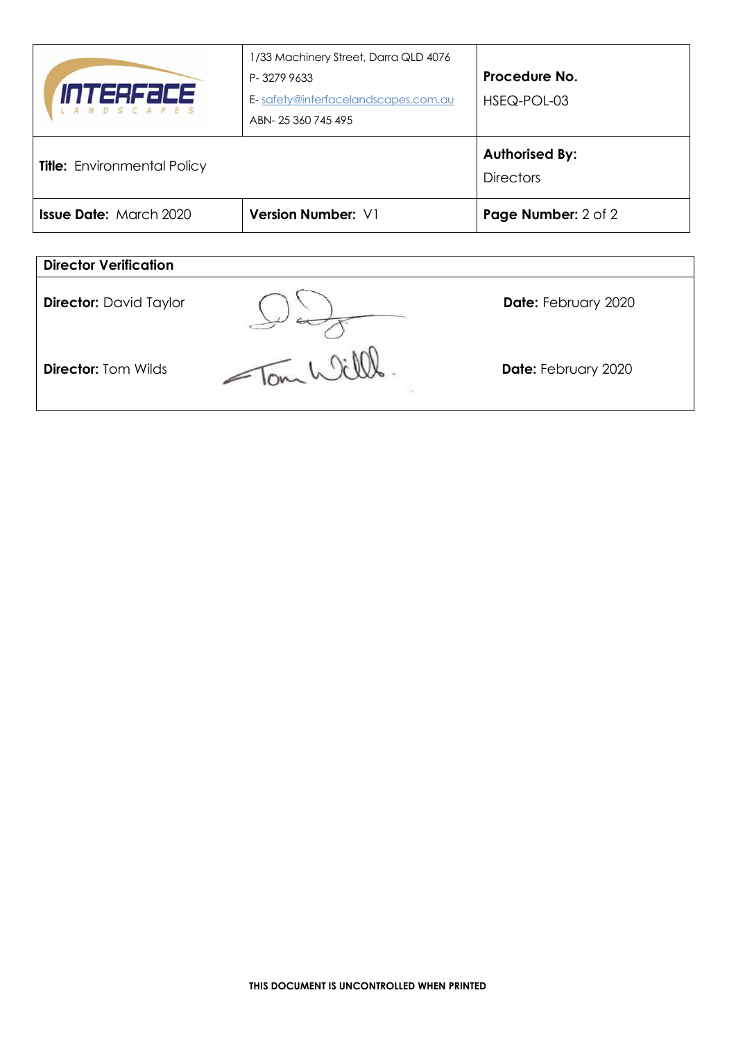| | | |
|---|---|---|
| INTERFACE LANDSCAPES | 1/33 Machinery Street, Darra QLD 4076<br>P- 3279 9633<br>E- safety@interfacelandscapes.com.au<br>ABN- 25 360 745 495 | **Procedure No.**<br>HSEQ-POL-03 |
| **Title:** Environmental Policy | | **Authorised By:**<br>Directors |
| **Issue Date:** March 2020 | **Version Number:** V1 | **Page Number:** 2 of 2 |

| **Director Verification** | | |
|---|---|---|
| **Director:** David Taylor | | **Date:** February 2020 |
| **Director:** Tom Wilds | Tom Wild. | **Date:** February 2020 |

**THIS DOCUMENT IS UNCONTROLLED WHEN PRINTED**